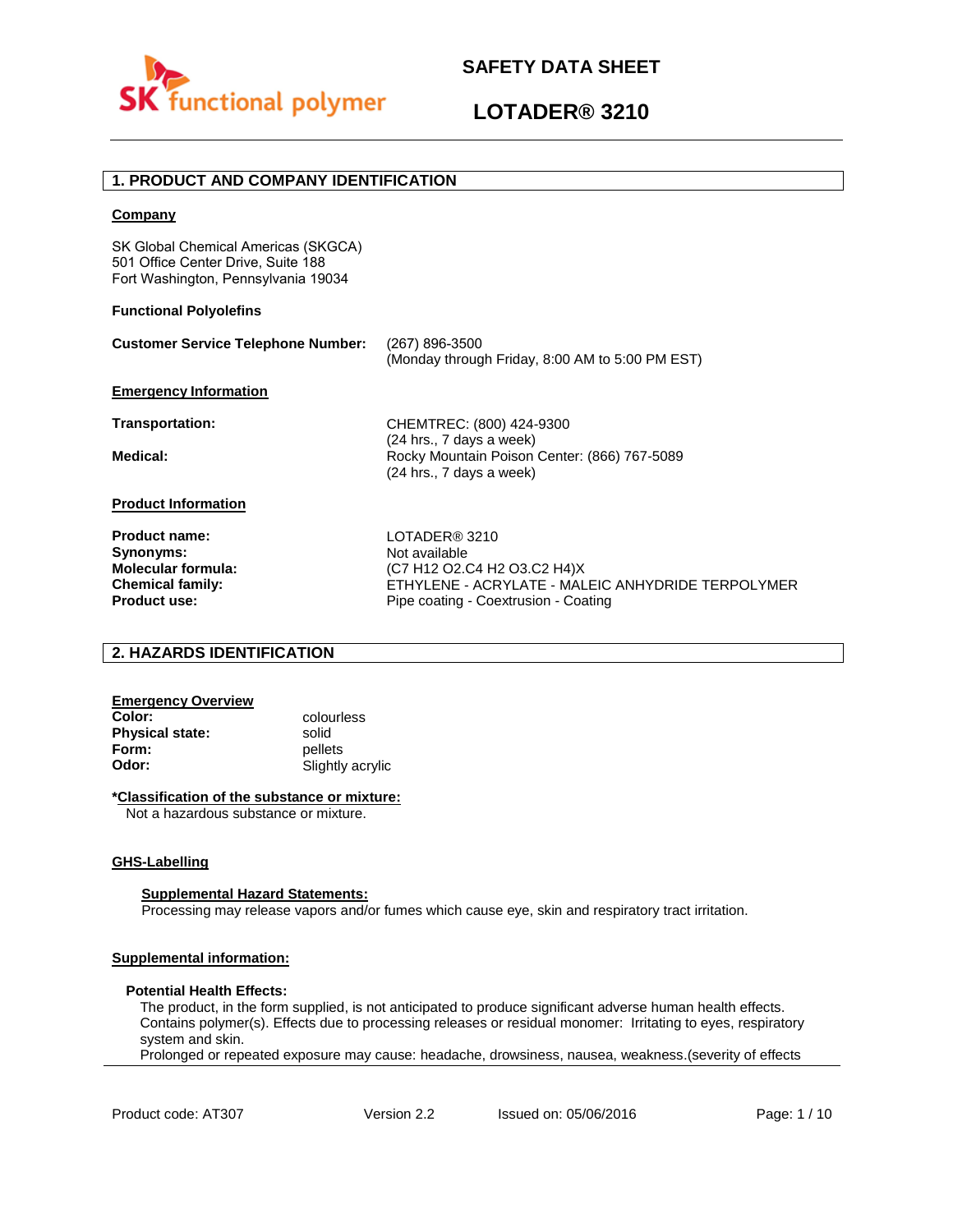# SAFETY DATA SHEET

# LOTADER® 3210

## 1. PRODUCT AND COMPANY IDENTIFICATION

**Company**

SK Global Chemical Americas (SKGCA)
501 Office Center Drive, Suite 188
Fort Washington, Pennsylvania 19034

**Functional Polyolefins**

**Customer Service Telephone Number:** (267) 896-3500
(Monday through Friday, 8:00 AM to 5:00 PM EST)

**Emergency Information**

**Transportation:** CHEMTREC: (800) 424-9300
(24 hrs., 7 days a week)

**Medical:** Rocky Mountain Poison Center: (866) 767-5089
(24 hrs., 7 days a week)

**Product Information**

**Product name:** LOTADER® 3210
**Synonyms:** Not available
**Molecular formula:** (C7 H12 O2.C4 H2 O3.C2 H4)X
**Chemical family:** ETHYLENE - ACRYLATE - MALEIC ANHYDRIDE TERPOLYMER
**Product use:** Pipe coating - Coextrusion - Coating

## 2. HAZARDS IDENTIFICATION

**Emergency Overview**

**Color:** colourless
**Physical state:** solid
**Form:** pellets
**Odor:** Slightly acrylic

**\*Classification of the substance or mixture:**

Not a hazardous substance or mixture.

**GHS-Labelling**

**Supplemental Hazard Statements:**

Processing may release vapors and/or fumes which cause eye, skin and respiratory tract irritation.

**Supplemental information:**

**Potential Health Effects:**

The product, in the form supplied, is not anticipated to produce significant adverse human health effects. Contains polymer(s). Effects due to processing releases or residual monomer: Irritating to eyes, respiratory system and skin.

Prolonged or repeated exposure may cause: headache, drowsiness, nausea, weakness.(severity of effects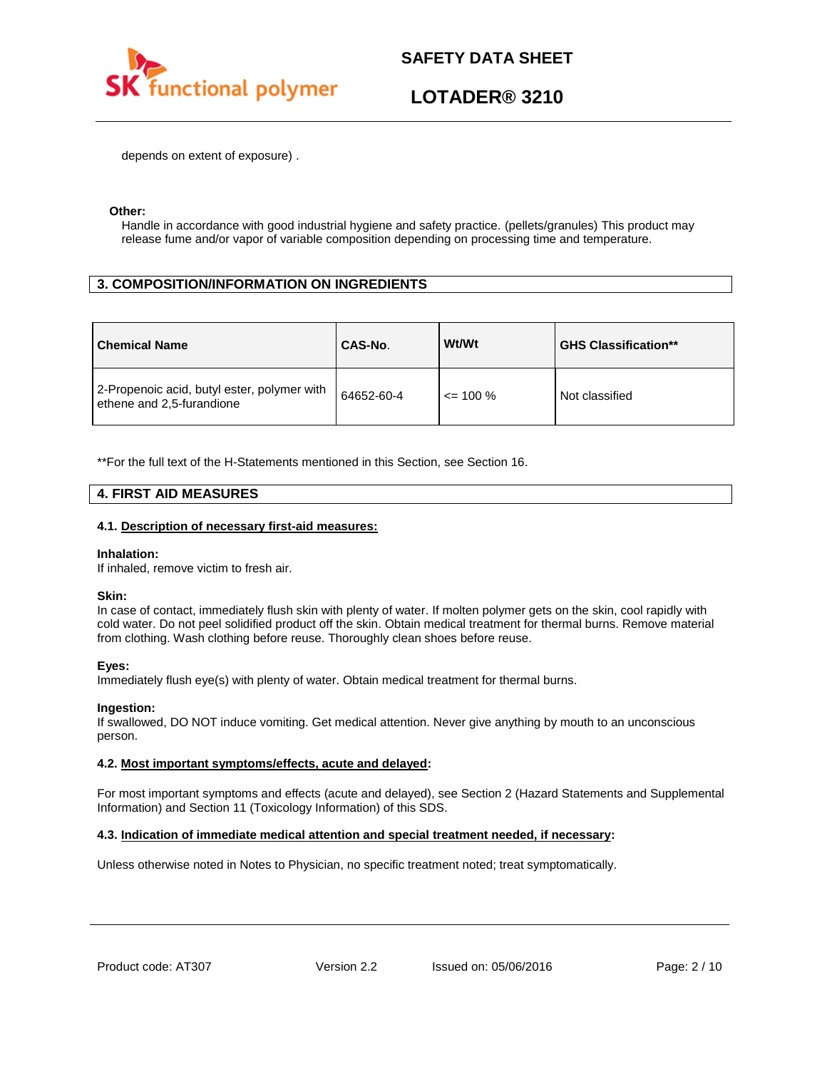depends on extent of exposure) .

**Other:**

Handle in accordance with good industrial hygiene and safety practice. (pellets/granules) This product may release fume and/or vapor of variable composition depending on processing time and temperature.

## 3. COMPOSITION/INFORMATION ON INGREDIENTS

| Chemical Name | CAS-No. | Wt/Wt | GHS Classification** |
|---|---|---|---|
| 2-Propenoic acid, butyl ester, polymer with ethene and 2,5-furandione | 64652-60-4 | <= 100 % | Not classified |

**For the full text of the H-Statements mentioned in this Section, see Section 16.

## 4. FIRST AID MEASURES

### 4.1. Description of necessary first-aid measures:

**Inhalation:**
If inhaled, remove victim to fresh air.

**Skin:**
In case of contact, immediately flush skin with plenty of water. If molten polymer gets on the skin, cool rapidly with cold water. Do not peel solidified product off the skin. Obtain medical treatment for thermal burns. Remove material from clothing. Wash clothing before reuse. Thoroughly clean shoes before reuse.

**Eyes:**
Immediately flush eye(s) with plenty of water. Obtain medical treatment for thermal burns.

**Ingestion:**
If swallowed, DO NOT induce vomiting. Get medical attention. Never give anything by mouth to an unconscious person.

### 4.2. Most important symptoms/effects, acute and delayed:

For most important symptoms and effects (acute and delayed), see Section 2 (Hazard Statements and Supplemental Information) and Section 11 (Toxicology Information) of this SDS.

### 4.3. Indication of immediate medical attention and special treatment needed, if necessary:

Unless otherwise noted in Notes to Physician, no specific treatment noted; treat symptomatically.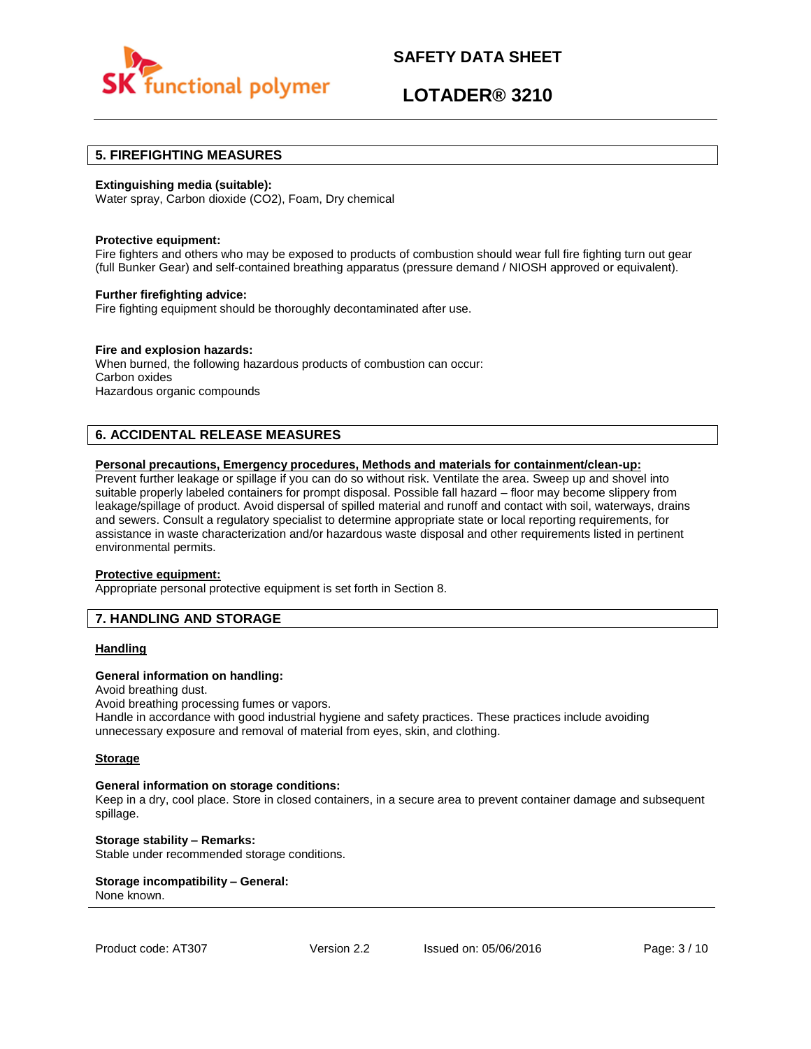## 5. FIREFIGHTING MEASURES

**Extinguishing media (suitable):**
Water spray, Carbon dioxide ($CO_2$), Foam, Dry chemical

**Protective equipment:**
Fire fighters and others who may be exposed to products of combustion should wear full fire fighting turn out gear (full Bunker Gear) and self-contained breathing apparatus (pressure demand / NIOSH approved or equivalent).

**Further firefighting advice:**
Fire fighting equipment should be thoroughly decontaminated after use.

**Fire and explosion hazards:**
When burned, the following hazardous products of combustion can occur:
Carbon oxides
Hazardous organic compounds

## 6. ACCIDENTAL RELEASE MEASURES

**Personal precautions, Emergency procedures, Methods and materials for containment/clean-up:**
Prevent further leakage or spillage if you can do so without risk. Ventilate the area. Sweep up and shovel into suitable properly labeled containers for prompt disposal. Possible fall hazard – floor may become slippery from leakage/spillage of product. Avoid dispersal of spilled material and runoff and contact with soil, waterways, drains and sewers. Consult a regulatory specialist to determine appropriate state or local reporting requirements, for assistance in waste characterization and/or hazardous waste disposal and other requirements listed in pertinent environmental permits.

**Protective equipment:**
Appropriate personal protective equipment is set forth in Section 8.

## 7. HANDLING AND STORAGE

### Handling

**General information on handling:**
Avoid breathing dust.
Avoid breathing processing fumes or vapors.
Handle in accordance with good industrial hygiene and safety practices. These practices include avoiding unnecessary exposure and removal of material from eyes, skin, and clothing.

### Storage

**General information on storage conditions:**
Keep in a dry, cool place. Store in closed containers, in a secure area to prevent container damage and subsequent spillage.

**Storage stability – Remarks:**
Stable under recommended storage conditions.

**Storage incompatibility – General:**
None known.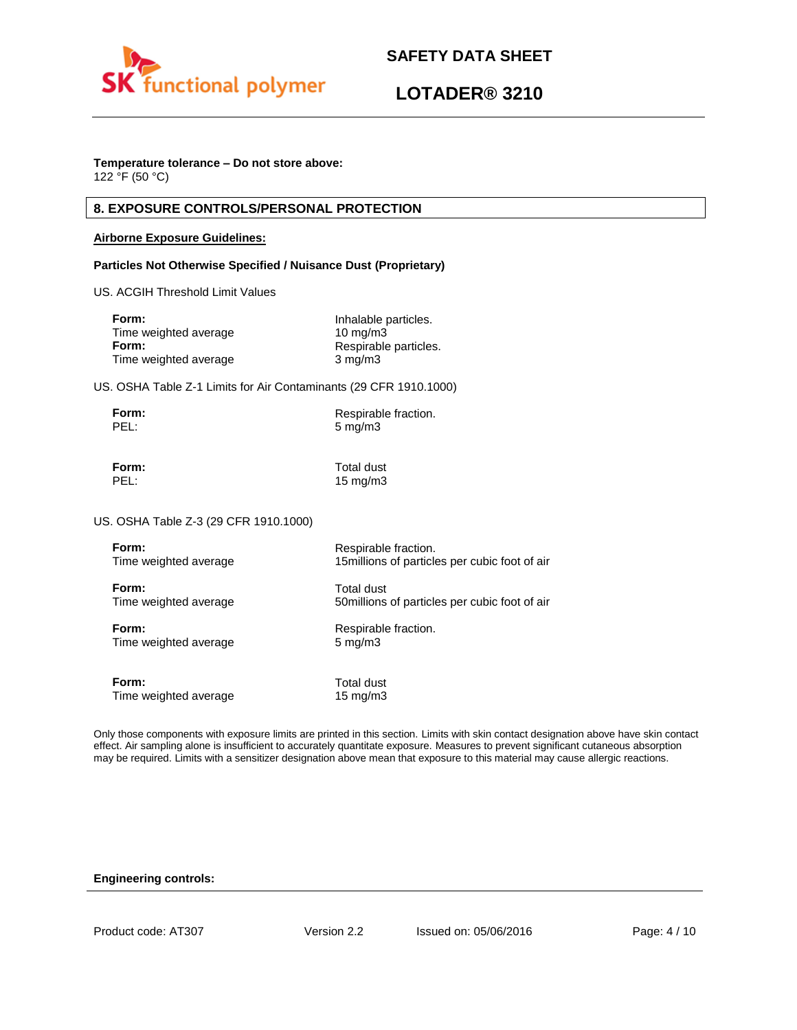**Temperature tolerance – Do not store above:**
122 °F (50 °C)

## 8. EXPOSURE CONTROLS/PERSONAL PROTECTION

**Airborne Exposure Guidelines:**

**Particles Not Otherwise Specified / Nuisance Dust (Proprietary)**

US. ACGIH Threshold Limit Values

| | |
|---|---|
| **Form:** | Inhalable particles. |
| Time weighted average | 10 mg/m3 |
| **Form:** | Respirable particles. |
| Time weighted average | 3 mg/m3 |

US. OSHA Table Z-1 Limits for Air Contaminants (29 CFR 1910.1000)

| | |
|---|---|
| **Form:** | Respirable fraction. |
| PEL: | 5 mg/m3 |
| **Form:** | Total dust |
| PEL: | 15 mg/m3 |

US. OSHA Table Z-3 (29 CFR 1910.1000)

| | |
|---|---|
| **Form:** | Respirable fraction. |
| Time weighted average | 15millions of particles per cubic foot of air |
| **Form:** | Total dust |
| Time weighted average | 50millions of particles per cubic foot of air |
| **Form:** | Respirable fraction. |
| Time weighted average | 5 mg/m3 |
| **Form:** | Total dust |
| Time weighted average | 15 mg/m3 |

Only those components with exposure limits are printed in this section. Limits with skin contact designation above have skin contact effect. Air sampling alone is insufficient to accurately quantitate exposure. Measures to prevent significant cutaneous absorption may be required. Limits with a sensitizer designation above mean that exposure to this material may cause allergic reactions.

**Engineering controls:**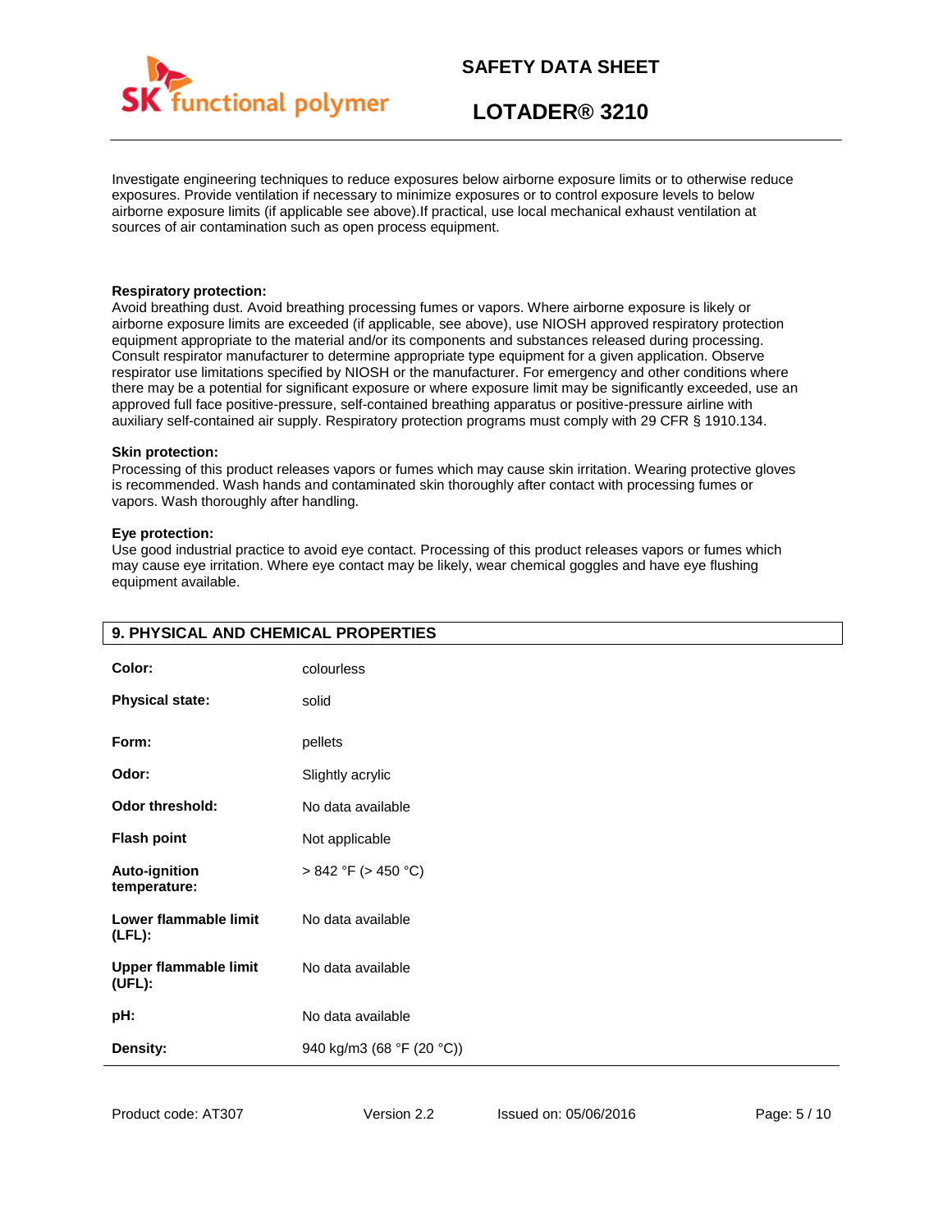Investigate engineering techniques to reduce exposures below airborne exposure limits or to otherwise reduce exposures. Provide ventilation if necessary to minimize exposures or to control exposure levels to below airborne exposure limits (if applicable see above).If practical, use local mechanical exhaust ventilation at sources of air contamination such as open process equipment.

**Respiratory protection:**
Avoid breathing dust. Avoid breathing processing fumes or vapors. Where airborne exposure is likely or airborne exposure limits are exceeded (if applicable, see above), use NIOSH approved respiratory protection equipment appropriate to the material and/or its components and substances released during processing. Consult respirator manufacturer to determine appropriate type equipment for a given application. Observe respirator use limitations specified by NIOSH or the manufacturer. For emergency and other conditions where there may be a potential for significant exposure or where exposure limit may be significantly exceeded, use an approved full face positive-pressure, self-contained breathing apparatus or positive-pressure airline with auxiliary self-contained air supply. Respiratory protection programs must comply with 29 CFR § 1910.134.

**Skin protection:**
Processing of this product releases vapors or fumes which may cause skin irritation. Wearing protective gloves is recommended. Wash hands and contaminated skin thoroughly after contact with processing fumes or vapors. Wash thoroughly after handling.

**Eye protection:**
Use good industrial practice to avoid eye contact. Processing of this product releases vapors or fumes which may cause eye irritation. Where eye contact may be likely, wear chemical goggles and have eye flushing equipment available.

## 9. PHYSICAL AND CHEMICAL PROPERTIES

| | |
|---|---|
| **Color:** | colourless |
| **Physical state:** | solid |
| **Form:** | pellets |
| **Odor:** | Slightly acrylic |
| **Odor threshold:** | No data available |
| **Flash point** | Not applicable |
| **Auto-ignition temperature:** | > 842 °F (> 450 °C) |
| **Lower flammable limit (LFL):** | No data available |
| **Upper flammable limit (UFL):** | No data available |
| **pH:** | No data available |
| **Density:** | 940 kg/m3 (68 °F (20 °C)) |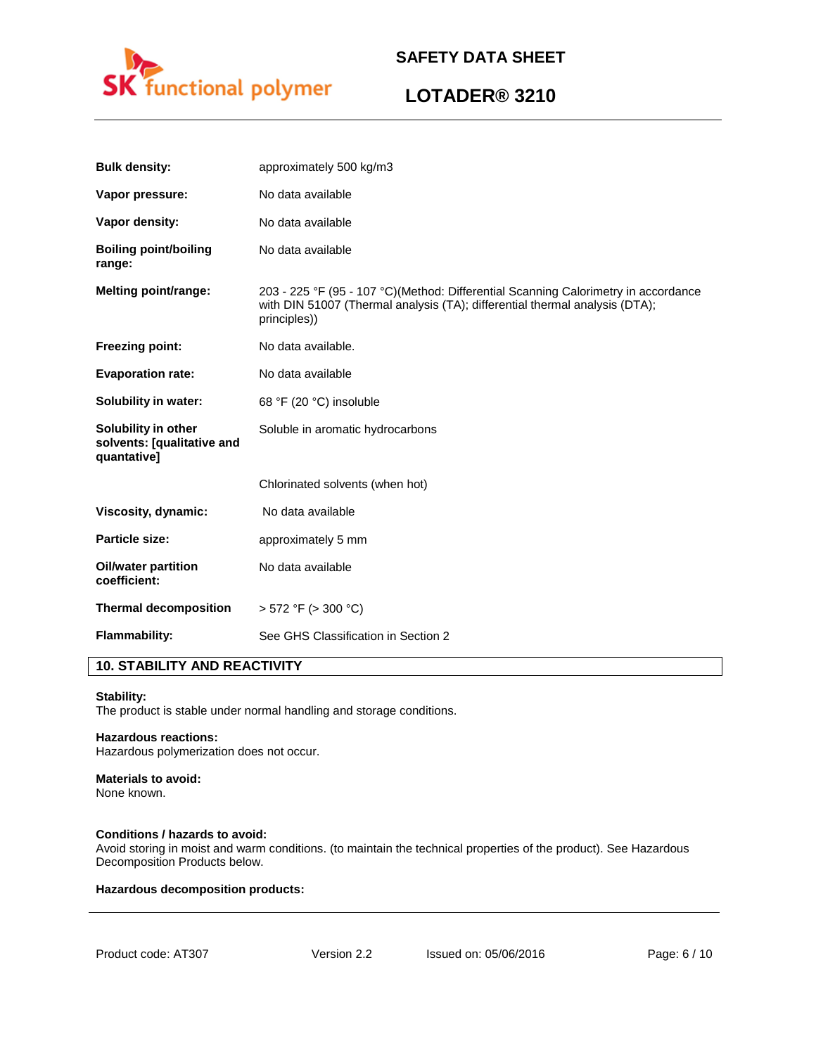| | |
|---|---|
| **Bulk density:** | approximately 500 kg/m3 |
| **Vapor pressure:** | No data available |
| **Vapor density:** | No data available |
| **Boiling point/boiling range:** | No data available |
| **Melting point/range:** | 203 - 225 °F (95 - 107 °C)(Method: Differential Scanning Calorimetry in accordance with DIN 51007 (Thermal analysis (TA); differential thermal analysis (DTA); principles)) |
| **Freezing point:** | No data available. |
| **Evaporation rate:** | No data available |
| **Solubility in water:** | 68 °F (20 °C) insoluble |
| **Solubility in other solvents: [qualitative and quantative]** | Soluble in aromatic hydrocarbons |
| | Chlorinated solvents (when hot) |
| **Viscosity, dynamic:** | No data available |
| **Particle size:** | approximately 5 mm |
| **Oil/water partition coefficient:** | No data available |
| **Thermal decomposition** | > 572 °F (> 300 °C) |
| **Flammability:** | See GHS Classification in Section 2 |

## 10. STABILITY AND REACTIVITY

**Stability:**
The product is stable under normal handling and storage conditions.

**Hazardous reactions:**
Hazardous polymerization does not occur.

**Materials to avoid:**
None known.

**Conditions / hazards to avoid:**
Avoid storing in moist and warm conditions. (to maintain the technical properties of the product). See Hazardous Decomposition Products below.

**Hazardous decomposition products:**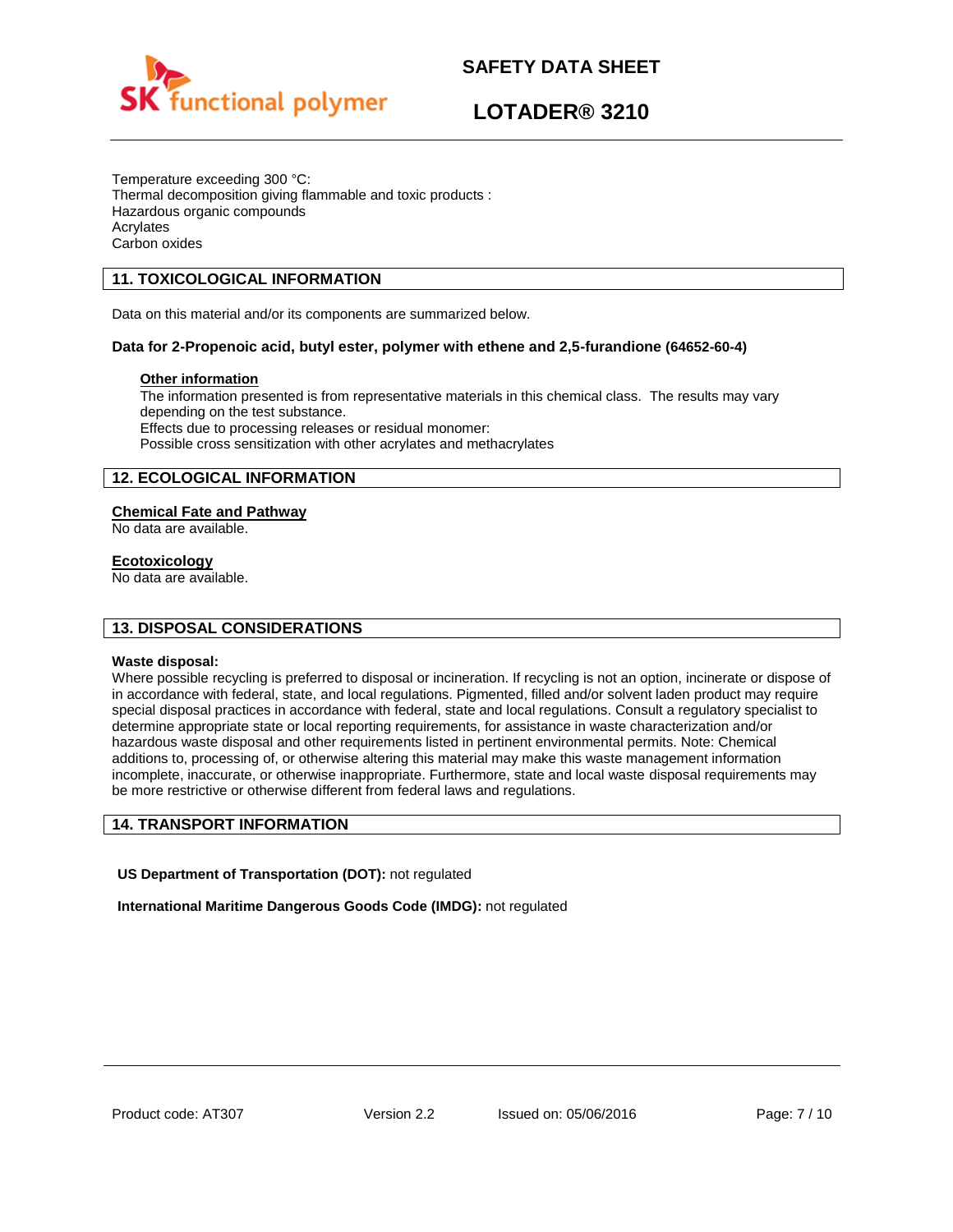Temperature exceeding 300 °C:
Thermal decomposition giving flammable and toxic products :
Hazardous organic compounds
Acrylates
Carbon oxides

## 11. TOXICOLOGICAL INFORMATION

Data on this material and/or its components are summarized below.

**Data for 2-Propenoic acid, butyl ester, polymer with ethene and 2,5-furandione (64652-60-4)**

**Other information**
The information presented is from representative materials in this chemical class. The results may vary depending on the test substance.
Effects due to processing releases or residual monomer:
Possible cross sensitization with other acrylates and methacrylates

## 12. ECOLOGICAL INFORMATION

**Chemical Fate and Pathway**
No data are available.

**Ecotoxicology**
No data are available.

## 13. DISPOSAL CONSIDERATIONS

**Waste disposal:**
Where possible recycling is preferred to disposal or incineration. If recycling is not an option, incinerate or dispose of in accordance with federal, state, and local regulations. Pigmented, filled and/or solvent laden product may require special disposal practices in accordance with federal, state and local regulations. Consult a regulatory specialist to determine appropriate state or local reporting requirements, for assistance in waste characterization and/or hazardous waste disposal and other requirements listed in pertinent environmental permits. Note: Chemical additions to, processing of, or otherwise altering this material may make this waste management information incomplete, inaccurate, or otherwise inappropriate. Furthermore, state and local waste disposal requirements may be more restrictive or otherwise different from federal laws and regulations.

## 14. TRANSPORT INFORMATION

**US Department of Transportation (DOT):** not regulated

**International Maritime Dangerous Goods Code (IMDG):** not regulated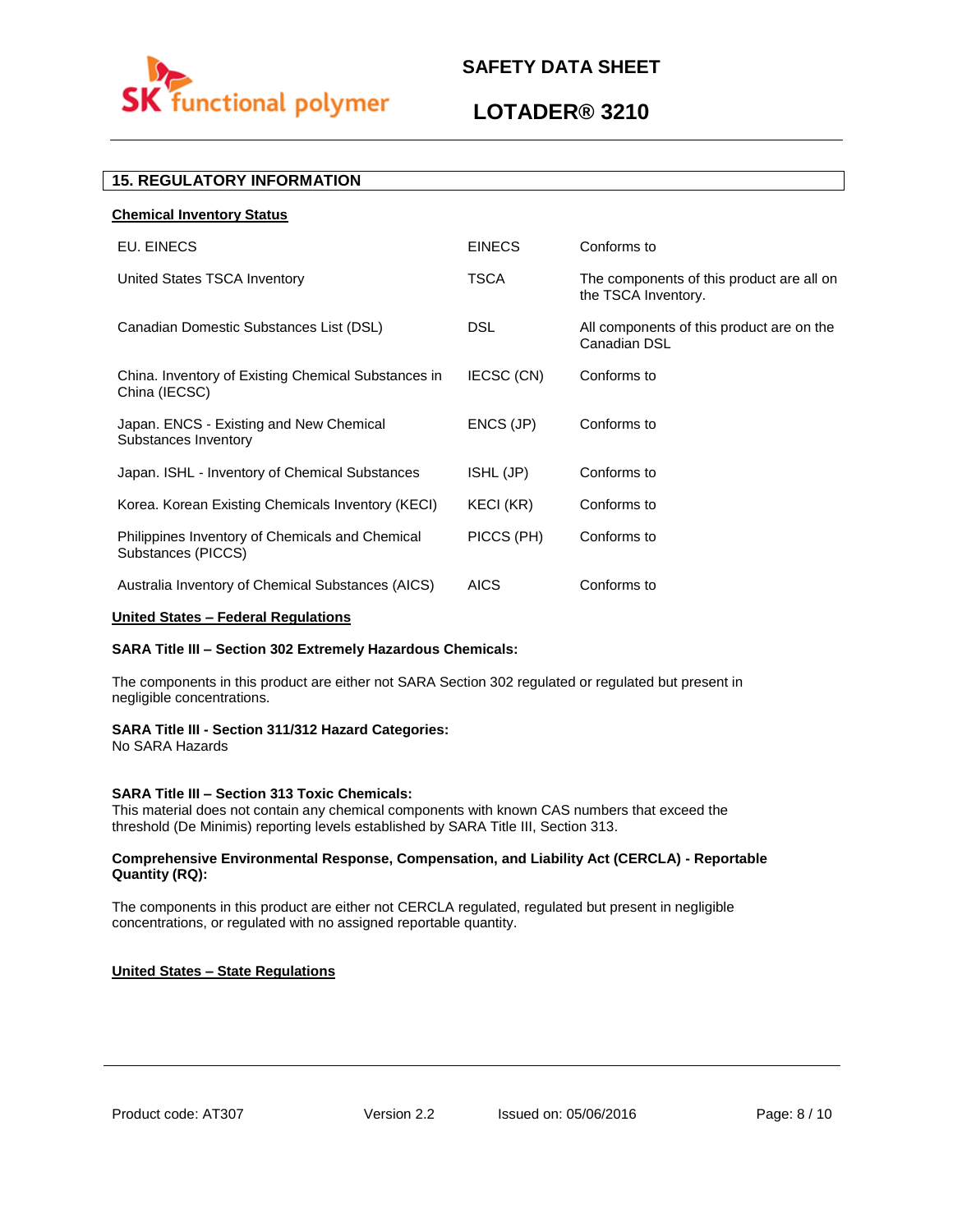## 15. REGULATORY INFORMATION

**Chemical Inventory Status**

| | | |
|---|---|---|
| EU. EINECS | EINECS | Conforms to |
| United States TSCA Inventory | TSCA | The components of this product are all on the TSCA Inventory. |
| Canadian Domestic Substances List (DSL) | DSL | All components of this product are on the Canadian DSL |
| China. Inventory of Existing Chemical Substances in China (IECSC) | IECSC (CN) | Conforms to |
| Japan. ENCS - Existing and New Chemical Substances Inventory | ENCS (JP) | Conforms to |
| Japan. ISHL - Inventory of Chemical Substances | ISHL (JP) | Conforms to |
| Korea. Korean Existing Chemicals Inventory (KECI) | KECI (KR) | Conforms to |
| Philippines Inventory of Chemicals and Chemical Substances (PICCS) | PICCS (PH) | Conforms to |
| Australia Inventory of Chemical Substances (AICS) | AICS | Conforms to |

**United States – Federal Regulations**

**SARA Title III – Section 302 Extremely Hazardous Chemicals:**

The components in this product are either not SARA Section 302 regulated or regulated but present in negligible concentrations.

**SARA Title III - Section 311/312 Hazard Categories:**
No SARA Hazards

**SARA Title III – Section 313 Toxic Chemicals:**
This material does not contain any chemical components with known CAS numbers that exceed the threshold (De Minimis) reporting levels established by SARA Title III, Section 313.

**Comprehensive Environmental Response, Compensation, and Liability Act (CERCLA) - Reportable Quantity (RQ):**

The components in this product are either not CERCLA regulated, regulated but present in negligible concentrations, or regulated with no assigned reportable quantity.

**United States – State Regulations**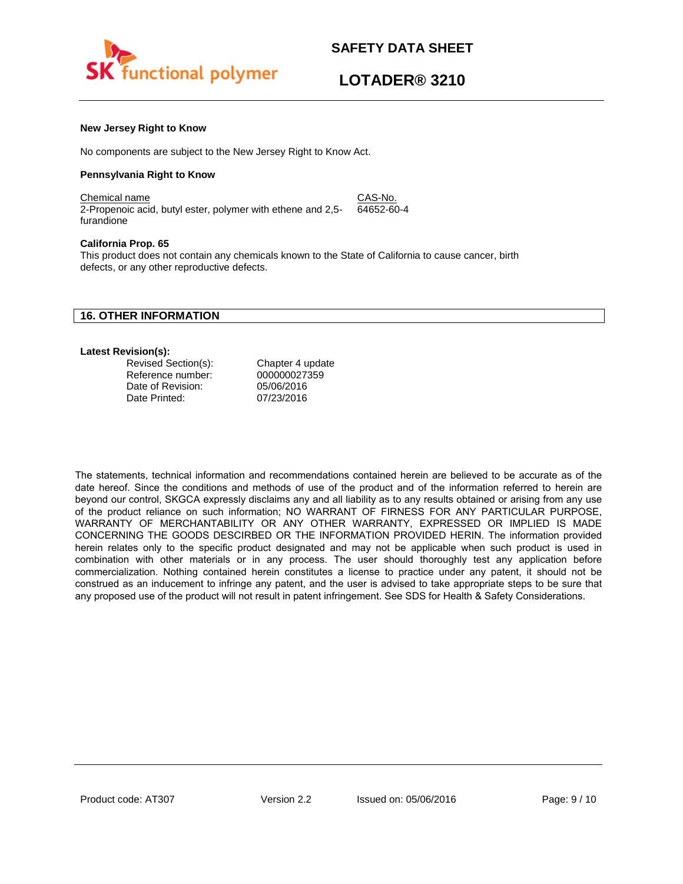### New Jersey Right to Know

No components are subject to the New Jersey Right to Know Act.

### Pennsylvania Right to Know

| Chemical name | CAS-No. |
| --- | --- |
| 2-Propenoic acid, butyl ester, polymer with ethene and 2,5-furandione | 64652-60-4 |

### California Prop. 65

This product does not contain any chemicals known to the State of California to cause cancer, birth defects, or any other reproductive defects.

## 16. OTHER INFORMATION

**Latest Revision(s):**

| | |
| --- | --- |
| Revised Section(s): | Chapter 4 update |
| Reference number: | 000000027359 |
| Date of Revision: | 05/06/2016 |
| Date Printed: | 07/23/2016 |

The statements, technical information and recommendations contained herein are believed to be accurate as of the date hereof. Since the conditions and methods of use of the product and of the information referred to herein are beyond our control, SKGCA expressly disclaims any and all liability as to any results obtained or arising from any use of the product reliance on such information; NO WARRANT OF FIRNESS FOR ANY PARTICULAR PURPOSE, WARRANTY OF MERCHANTABILITY OR ANY OTHER WARRANTY, EXPRESSED OR IMPLIED IS MADE CONCERNING THE GOODS DESCRIBED OR THE INFORMATION PROVIDED HERIN. The information provided herein relates only to the specific product designated and may not be applicable when such product is used in combination with other materials or in any process. The user should thoroughly test any application before commercialization. Nothing contained herein constitutes a license to practice under any patent, it should not be construed as an inducement to infringe any patent, and the user is advised to take appropriate steps to be sure that any proposed use of the product will not result in patent infringement. See SDS for Health & Safety Considerations.